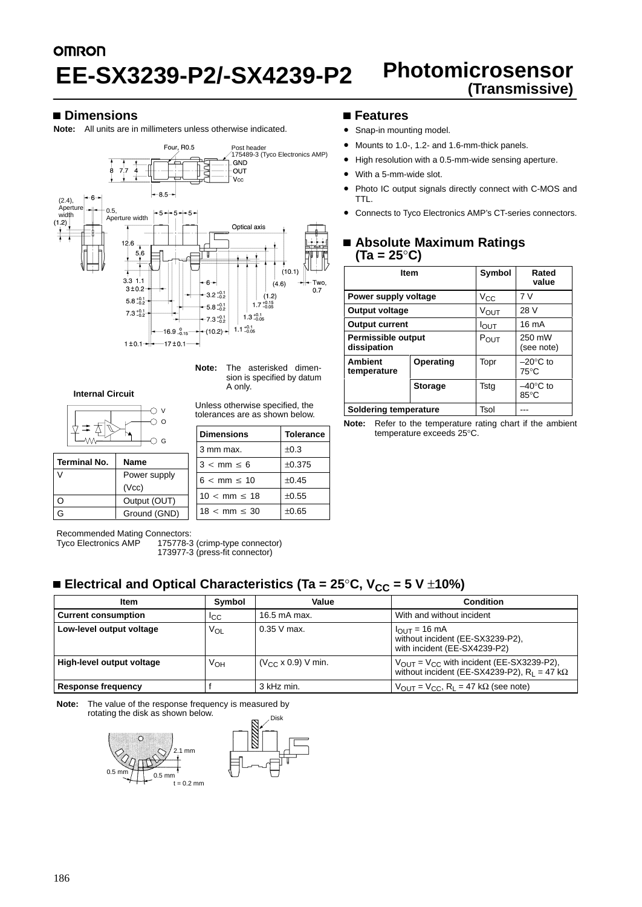omron

# EE-SX3239-P2/-SX4239-P2

# Photomicrosensor (Transmissive)

## ■ Dimensions

**Note:** All units are in millimeters unless otherwise indicated.

**Note:** The asterisked dimension is specified by datum A only.

Unless otherwise specified, the tolerances are as shown below.

| Dimensions | Tolerance |
|---|---|
| 3 mm max. | ±0.3 |
| 3 < mm ≤ 6 | ±0.375 |
| 6 < mm ≤ 10 | ±0.45 |
| 10 < mm ≤ 18 | ±0.55 |
| 18 < mm ≤ 30 | ±0.65 |

**Internal Circuit**

| Terminal No. | Name |
|---|---|
| V | Power supply (Vcc) |
| O | Output (OUT) |
| G | Ground (GND) |

Recommended Mating Connectors:
Tyco Electronics AMP 175778-3 (crimp-type connector)
173977-3 (press-fit connector)

## ■ Features

- Snap-in mounting model.
- Mounts to 1.0-, 1.2- and 1.6-mm-thick panels.
- High resolution with a 0.5-mm-wide sensing aperture.
- With a 5-mm-wide slot.
- Photo IC output signals directly connect with C-MOS and TTL.
- Connects to Tyco Electronics AMP's CT-series connectors.

## ■ Absolute Maximum Ratings (Ta = 25°C)

| Item | | Symbol | Rated value |
|---|---|---|---|
| Power supply voltage | | $V_{CC}$ | 7 V |
| Output voltage | | $V_{OUT}$ | 28 V |
| Output current | | $I_{OUT}$ | 16 mA |
| Permissible output dissipation | | $P_{OUT}$ | 250 mW (see note) |
| Ambient temperature | Operating | Topr | –20°C to 75°C |
| | Storage | Tstg | –40°C to 85°C |
| Soldering temperature | | Tsol | --- |

**Note:** Refer to the temperature rating chart if the ambient temperature exceeds 25°C.

## ■ Electrical and Optical Characteristics (Ta = 25°C, $V_{CC}$ = 5 V ±10%)

| Item | Symbol | Value | Condition |
|---|---|---|---|
| Current consumption | $I_{CC}$ | 16.5 mA max. | With and without incident |
| Low-level output voltage | $V_{OL}$ | 0.35 V max. | $I_{OUT}$ = 16 mA without incident (EE-SX3239-P2), with incident (EE-SX4239-P2) |
| High-level output voltage | $V_{OH}$ | ($V_{CC}$ x 0.9) V min. | $V_{OUT}$ = $V_{CC}$ with incident (EE-SX3239-P2), without incident (EE-SX4239-P2), $R_L$ = 47 kΩ |
| Response frequency | f | 3 kHz min. | $V_{OUT}$ = $V_{CC}$, $R_L$ = 47 kΩ (see note) |

**Note:** The value of the response frequency is measured by rotating the disk as shown below.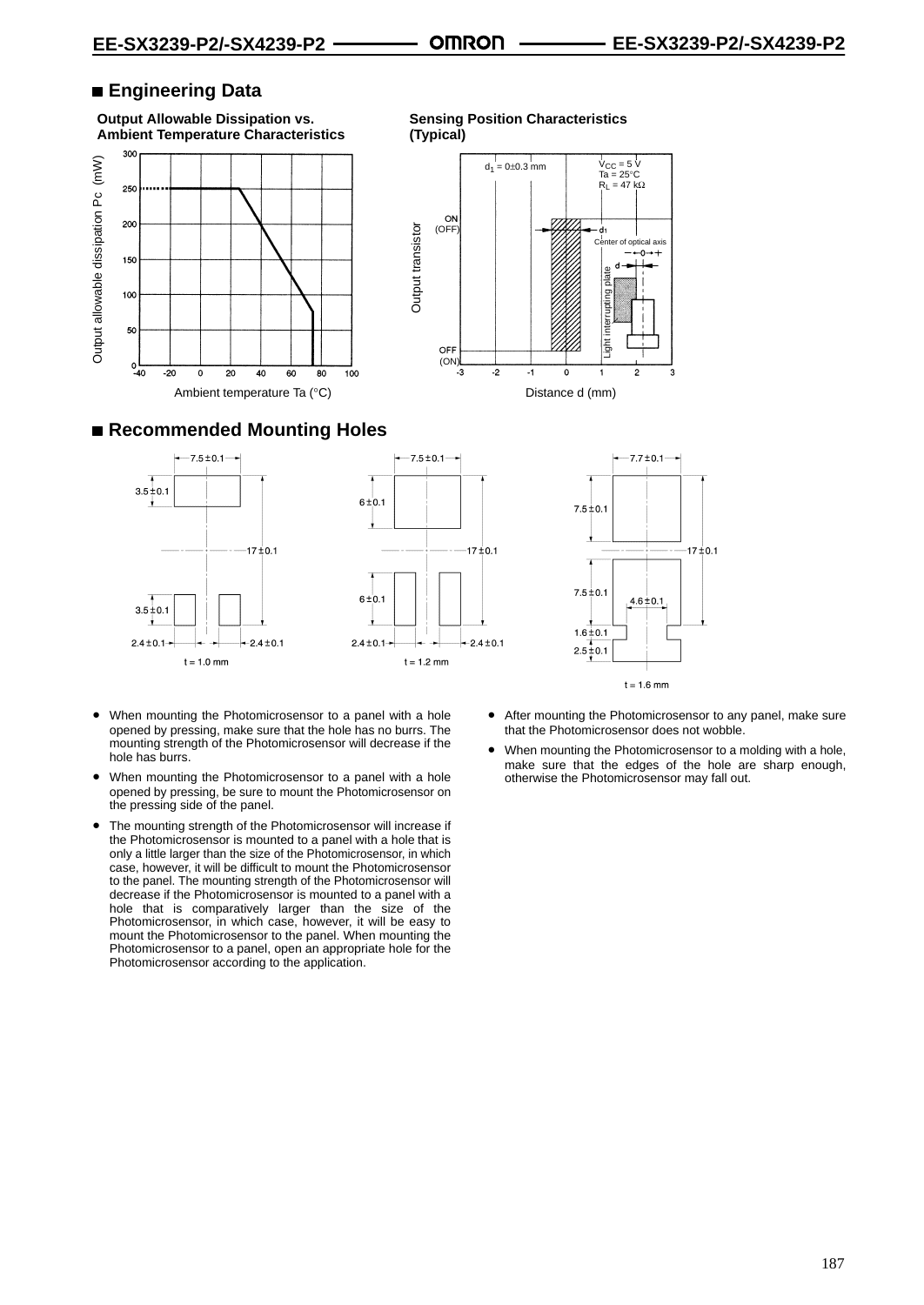## Engineering Data

**Output Allowable Dissipation vs. Ambient Temperature Characteristics**

Output allowable dissipation Pc (mW)

300
250
200
150
100
50
0
-40 -20 0 20 40 60 80 100

Ambient temperature Ta (°C)

**Sensing Position Characteristics (Typical)**

$d_1$ = 0±0.3 mm

$V_{CC}$ = 5 V
Ta = 25°C
$R_L$ = 47 kΩ

Output transistor

ON (OFF)

OFF (ON)

$d_1$

Center of optical axis

− 0 +

d

Light interrupting plate

-3 -2 -1 0 1 2 3

Distance d (mm)

## Recommended Mounting Holes

7.5±0.1
3.5±0.1
17±0.1
3.5±0.1
2.4±0.1
2.4±0.1
t = 1.0 mm

7.5±0.1
6±0.1
17±0.1
6±0.1
2.4±0.1
2.4±0.1
t = 1.2 mm

7.7±0.1
7.5±0.1
17±0.1
7.5±0.1
4.6±0.1
1.6±0.1
2.5±0.1
t = 1.6 mm

- When mounting the Photomicrosensor to a panel with a hole opened by pressing, make sure that the hole has no burrs. The mounting strength of the Photomicrosensor will decrease if the hole has burrs.
- When mounting the Photomicrosensor to a panel with a hole opened by pressing, be sure to mount the Photomicrosensor on the pressing side of the panel.
- The mounting strength of the Photomicrosensor will increase if the Photomicrosensor is mounted to a panel with a hole that is only a little larger than the size of the Photomicrosensor, in which case, however, it will be difficult to mount the Photomicrosensor to the panel. The mounting strength of the Photomicrosensor will decrease if the Photomicrosensor is mounted to a panel with a hole that is comparatively larger than the size of the Photomicrosensor, in which case, however, it will be easy to mount the Photomicrosensor to the panel. When mounting the Photomicrosensor to a panel, open an appropriate hole for the Photomicrosensor according to the application.
- After mounting the Photomicrosensor to any panel, make sure that the Photomicrosensor does not wobble.
- When mounting the Photomicrosensor to a molding with a hole, make sure that the edges of the hole are sharp enough, otherwise the Photomicrosensor may fall out.